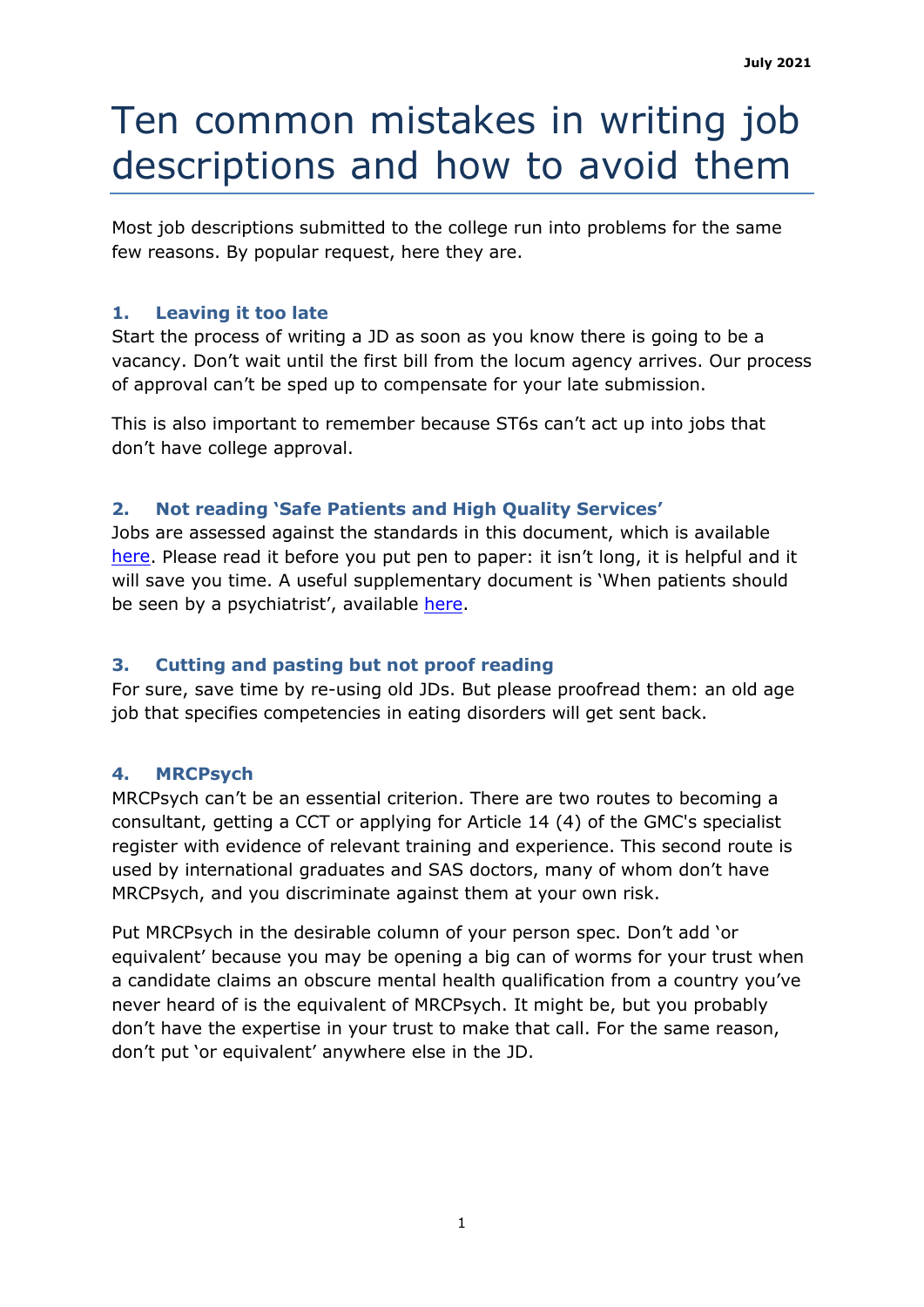July 2021

# Ten common mistakes in writing job descriptions and how to avoid them

Most job descriptions submitted to the college run into problems for the same few reasons. By popular request, here they are.

### 1. Leaving it too late

Start the process of writing a JD as soon as you know there is going to be a vacancy. Don't wait until the first bill from the locum agency arrives. Our process of approval can't be sped up to compensate for your late submission.

This is also important to remember because ST6s can't act up into jobs that don't have college approval.

### 2. Not reading 'Safe Patients and High Quality Services'

Jobs are assessed against the standards in this document, which is available here. Please read it before you put pen to paper: it isn't long, it is helpful and it will save you time. A useful supplementary document is 'When patients should be seen by a psychiatrist', available here.

### 3. Cutting and pasting but not proof reading

For sure, save time by re-using old JDs. But please proofread them: an old age job that specifies competencies in eating disorders will get sent back.

### 4. MRCPsych

MRCPsych can't be an essential criterion. There are two routes to becoming a consultant, getting a CCT or applying for Article 14 (4) of the GMC's specialist register with evidence of relevant training and experience. This second route is used by international graduates and SAS doctors, many of whom don't have MRCPsych, and you discriminate against them at your own risk.

Put MRCPsych in the desirable column of your person spec. Don't add 'or equivalent' because you may be opening a big can of worms for your trust when a candidate claims an obscure mental health qualification from a country you've never heard of is the equivalent of MRCPsych. It might be, but you probably don't have the expertise in your trust to make that call. For the same reason, don't put 'or equivalent' anywhere else in the JD.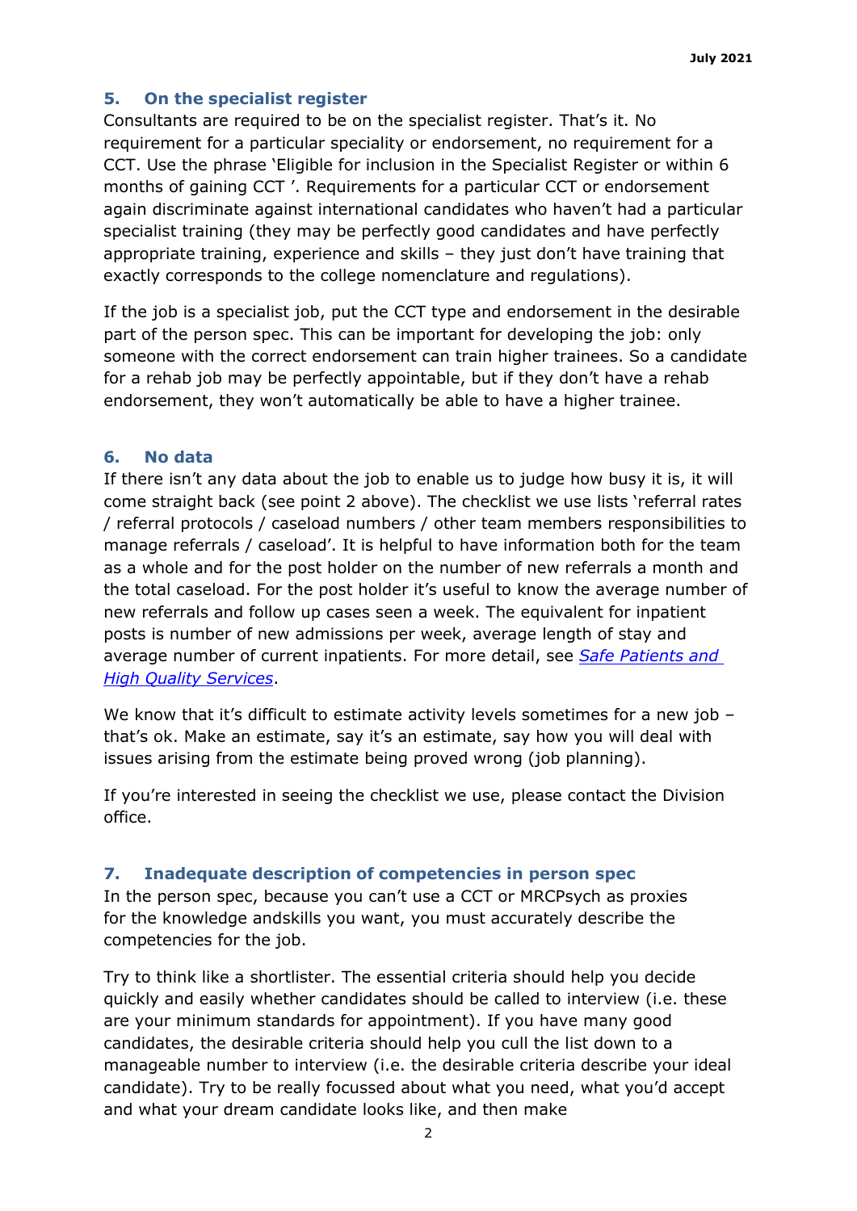## 5. On the specialist register

Consultants are required to be on the specialist register. That's it. No requirement for a particular speciality or endorsement, no requirement for a CCT. Use the phrase 'Eligible for inclusion in the Specialist Register or within 6 months of gaining CCT '. Requirements for a particular CCT or endorsement again discriminate against international candidates who haven't had a particular specialist training (they may be perfectly good candidates and have perfectly appropriate training, experience and skills – they just don't have training that exactly corresponds to the college nomenclature and regulations).

If the job is a specialist job, put the CCT type and endorsement in the desirable part of the person spec. This can be important for developing the job: only someone with the correct endorsement can train higher trainees. So a candidate for a rehab job may be perfectly appointable, but if they don't have a rehab endorsement, they won't automatically be able to have a higher trainee.

## 6. No data

If there isn't any data about the job to enable us to judge how busy it is, it will come straight back (see point 2 above). The checklist we use lists 'referral rates / referral protocols / caseload numbers / other team members responsibilities to manage referrals / caseload'. It is helpful to have information both for the team as a whole and for the post holder on the number of new referrals a month and the total caseload. For the post holder it's useful to know the average number of new referrals and follow up cases seen a week. The equivalent for inpatient posts is number of new admissions per week, average length of stay and average number of current inpatients. For more detail, see *Safe Patients and High Quality Services*.

We know that it's difficult to estimate activity levels sometimes for a new job – that's ok. Make an estimate, say it's an estimate, say how you will deal with issues arising from the estimate being proved wrong (job planning).

If you're interested in seeing the checklist we use, please contact the Division office.

## 7. Inadequate description of competencies in person spec

In the person spec, because you can't use a CCT or MRCPsych as proxies for the knowledge andskills you want, you must accurately describe the competencies for the job.

Try to think like a shortlister. The essential criteria should help you decide quickly and easily whether candidates should be called to interview (i.e. these are your minimum standards for appointment). If you have many good candidates, the desirable criteria should help you cull the list down to a manageable number to interview (i.e. the desirable criteria describe your ideal candidate). Try to be really focussed about what you need, what you'd accept and what your dream candidate looks like, and then make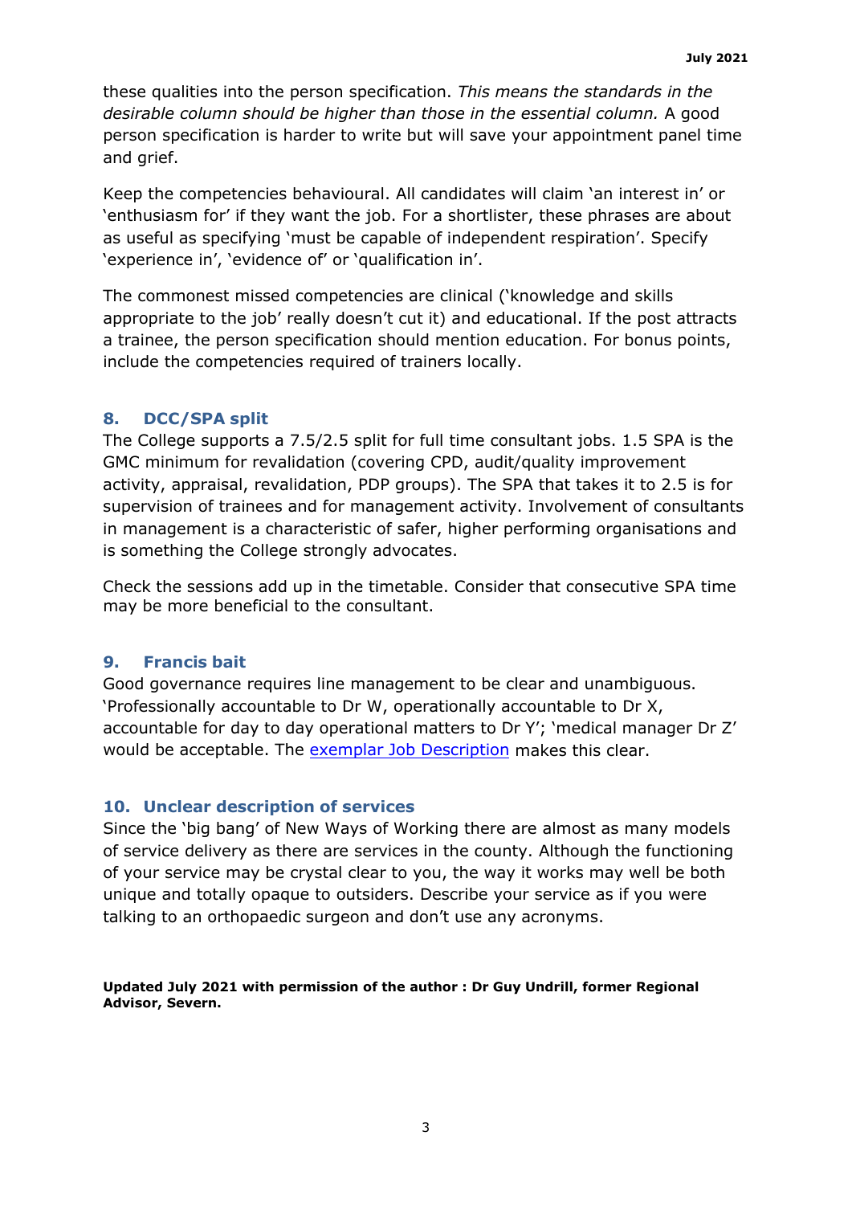these qualities into the person specification. *This means the standards in the desirable column should be higher than those in the essential column.* A good person specification is harder to write but will save your appointment panel time and grief.

Keep the competencies behavioural. All candidates will claim 'an interest in' or 'enthusiasm for' if they want the job. For a shortlister, these phrases are about as useful as specifying 'must be capable of independent respiration'. Specify 'experience in', 'evidence of' or 'qualification in'.

The commonest missed competencies are clinical ('knowledge and skills appropriate to the job' really doesn't cut it) and educational. If the post attracts a trainee, the person specification should mention education. For bonus points, include the competencies required of trainers locally.

## 8. DCC/SPA split

The College supports a 7.5/2.5 split for full time consultant jobs. 1.5 SPA is the GMC minimum for revalidation (covering CPD, audit/quality improvement activity, appraisal, revalidation, PDP groups). The SPA that takes it to 2.5 is for supervision of trainees and for management activity. Involvement of consultants in management is a characteristic of safer, higher performing organisations and is something the College strongly advocates.

Check the sessions add up in the timetable. Consider that consecutive SPA time may be more beneficial to the consultant.

## 9. Francis bait

Good governance requires line management to be clear and unambiguous. 'Professionally accountable to Dr W, operationally accountable to Dr X, accountable for day to day operational matters to Dr Y'; 'medical manager Dr Z' would be acceptable. The exemplar Job Description makes this clear.

## 10. Unclear description of services

Since the 'big bang' of New Ways of Working there are almost as many models of service delivery as there are services in the county. Although the functioning of your service may be crystal clear to you, the way it works may well be both unique and totally opaque to outsiders. Describe your service as if you were talking to an orthopaedic surgeon and don't use any acronyms.

**Updated July 2021 with permission of the author : Dr Guy Undrill, former Regional Advisor, Severn.**